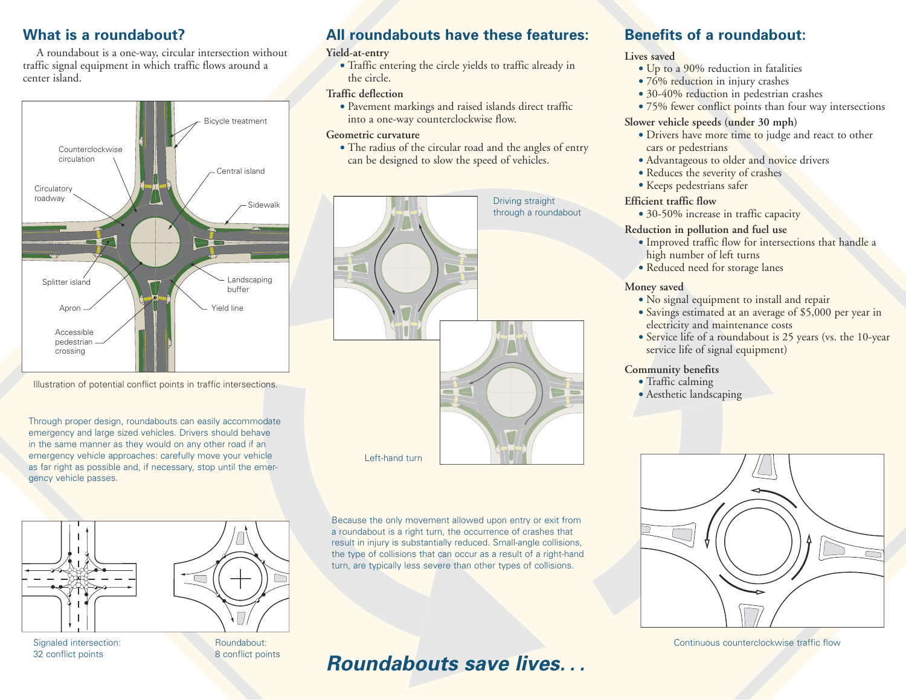## What is a roundabout?

A roundabout is a one-way, circular intersection without traffic signal equipment in which traffic flows around a center island.

Illustration of potential conflict points in traffic intersections.

Through proper design, roundabouts can easily accommodate emergency and large sized vehicles. Drivers should behave in the same manner as they would on any other road if an emergency vehicle approaches: carefully move your vehicle as far right as possible and, if necessary, stop until the emergency vehicle passes.

Signaled intersection: 32 conflict points

Roundabout: 8 conflict points

## All roundabouts have these features:

**Yield-at-entry**

- Traffic entering the circle yields to traffic already in the circle.

**Traffic deflection**

- Pavement markings and raised islands direct traffic into a one-way counterclockwise flow.

**Geometric curvature**

- The radius of the circular road and the angles of entry can be designed to slow the speed of vehicles.

Driving straight through a roundabout

Left-hand turn

Because the only movement allowed upon entry or exit from a roundabout is a right turn, the occurrence of crashes that result in injury is substantially reduced. Small-angle collisions, the type of collisions that can occur as a result of a right-hand turn, are typically less severe than other types of collisions.

***Roundabouts save lives. . .***

## Benefits of a roundabout:

**Lives saved**

- Up to a 90% reduction in fatalities
- 76% reduction in injury crashes
- 30-40% reduction in pedestrian crashes
- 75% fewer conflict points than four way intersections

**Slower vehicle speeds (under 30 mph)**

- Drivers have more time to judge and react to other cars or pedestrians
- Advantageous to older and novice drivers
- Reduces the severity of crashes
- Keeps pedestrians safer

**Efficient traffic flow**

- 30-50% increase in traffic capacity

**Reduction in pollution and fuel use**

- Improved traffic flow for intersections that handle a high number of left turns
- Reduced need for storage lanes

**Money saved**

- No signal equipment to install and repair
- Savings estimated at an average of $5,000 per year in electricity and maintenance costs
- Service life of a roundabout is 25 years (vs. the 10-year service life of signal equipment)

**Community benefits**

- Traffic calming
- Aesthetic landscaping

Continuous counterclockwise traffic flow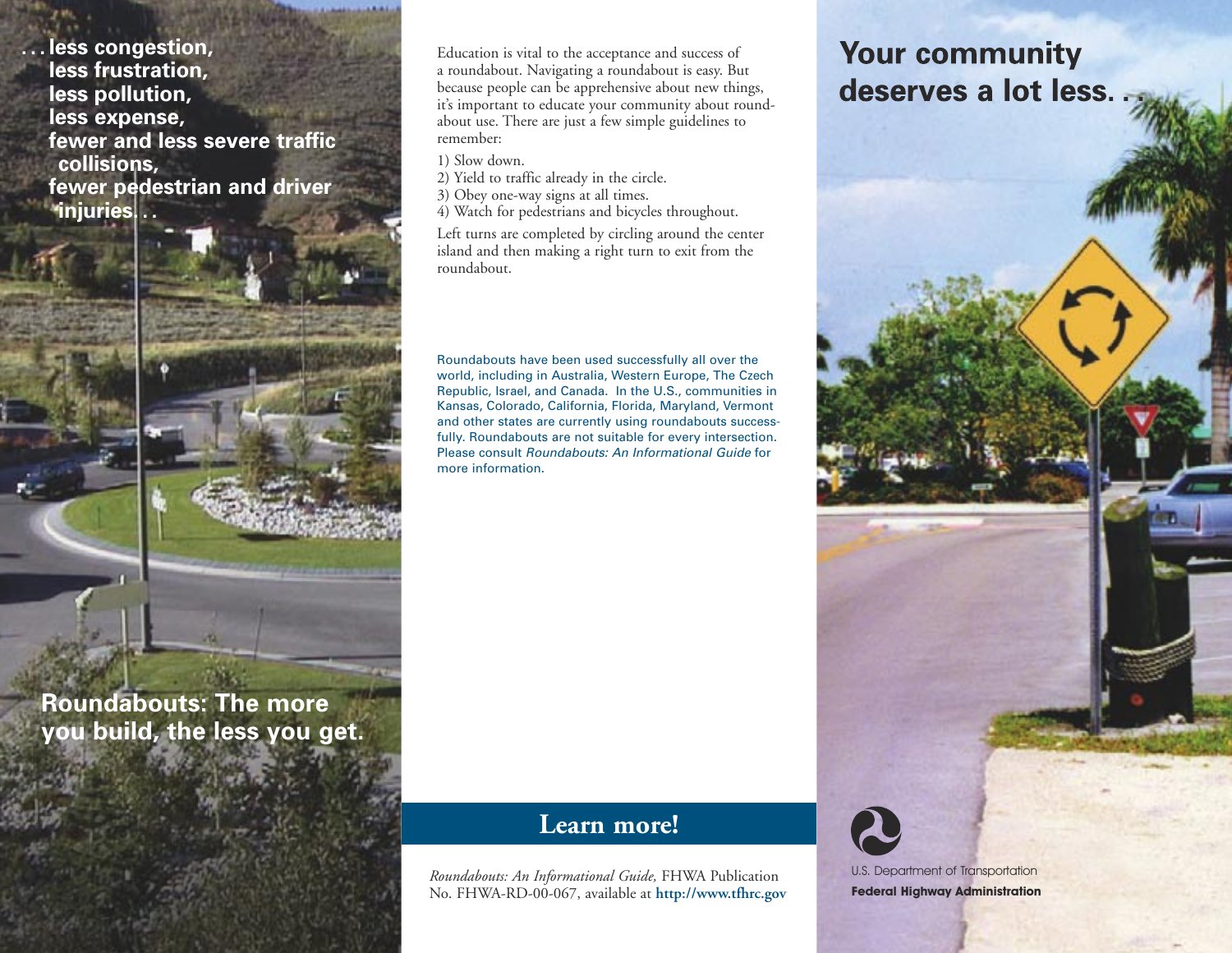**. . . less congestion,**
**less frustration,**
**less pollution,**
**less expense,**
**fewer and less severe traffic collisions,**
**fewer pedestrian and driver injuries. . .**

## Roundabouts: The more you build, the less you get.

Education is vital to the acceptance and success of a roundabout. Navigating a roundabout is easy. But because people can be apprehensive about new things, it's important to educate your community about roundabout use. There are just a few simple guidelines to remember:

1) Slow down.
2) Yield to traffic already in the circle.
3) Obey one-way signs at all times.
4) Watch for pedestrians and bicycles throughout.

Left turns are completed by circling around the center island and then making a right turn to exit from the roundabout.

Roundabouts have been used successfully all over the world, including in Australia, Western Europe, The Czech Republic, Israel, and Canada. In the U.S., communities in Kansas, Colorado, California, Florida, Maryland, Vermont and other states are currently using roundabouts successfully. Roundabouts are not suitable for every intersection. Please consult *Roundabouts: An Informational Guide* for more information.

## Learn more!

*Roundabouts: An Informational Guide,* FHWA Publication No. FHWA-RD-00-067, available at **http://www.tfhrc.gov**

# Your community deserves a lot less. . .

U.S. Department of Transportation
**Federal Highway Administration**